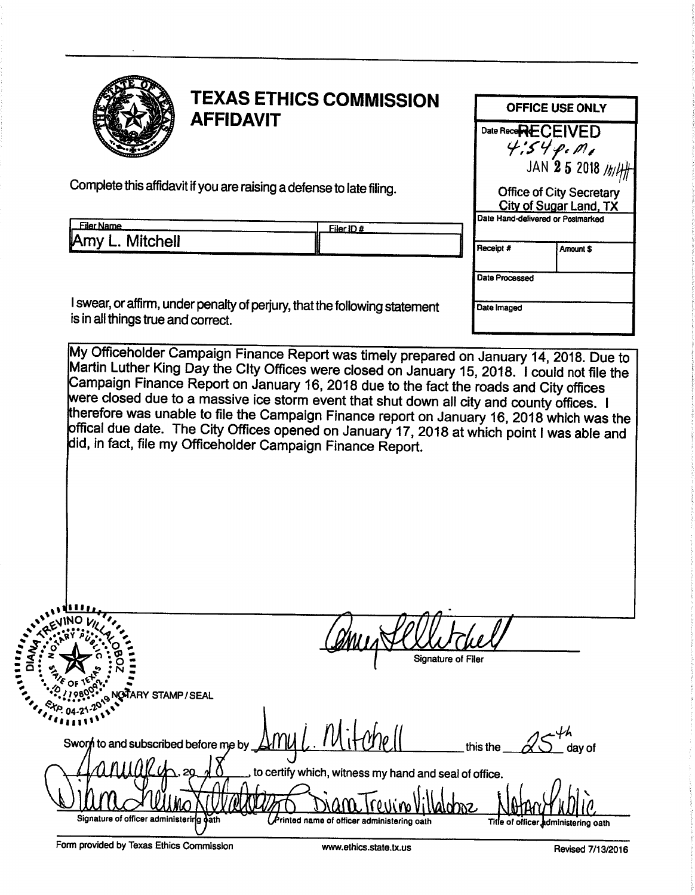# TEXAS ETHICS COMMISSION AFFIDAVIT

Complete this affidavit if you are raising a defense to late filing.

| OFFICE USE ONLY | |
|---|---|
| Date Received: RECEIVED 4:54 p.m. JAN 25 2018 Office of City Secretary City of Sugar Land, TX | |
| Date Hand-delivered or Postmarked | |
| Receipt # | Amount $ |
| Date Processed | |
| Date Imaged | |

| Filer Name | Filer ID # |
|---|---|
| Amy L. Mitchell | |

I swear, or affirm, under penalty of perjury, that the following statement is in all things true and correct.

My Officeholder Campaign Finance Report was timely prepared on January 14, 2018. Due to Martin Luther King Day the CIty Offices were closed on January 15, 2018. I could not file the Campaign Finance Report on January 16, 2018 due to the fact the roads and City offices were closed due to a massive ice storm event that shut down all city and county offices. I therefore was unable to file the Campaign Finance report on January 16, 2018 which was the offical due date. The City Offices opened on January 17, 2018 at which point I was able and did, in fact, file my Officeholder Campaign Finance Report.

Amy L. Mitchell
Signature of Filer

NOTARY STAMP / SEAL: DIANA TREVINO VILLALOBOZ, Notary Public, State of Texas, ID 11980092, Exp. 04-21-2019

Sworn to and subscribed before me by Amy L. Mitchell this the 25th day of January, 20 18, to certify which, witness my hand and seal of office.

| Diana Trevino Villaloboz | Diana Trevino Villaloboz | Notary Public |
|---|---|---|
| Signature of officer administering oath | Printed name of officer administering oath | Title of officer administering oath |

Form provided by Texas Ethics Commission www.ethics.state.tx.us Revised 7/13/2016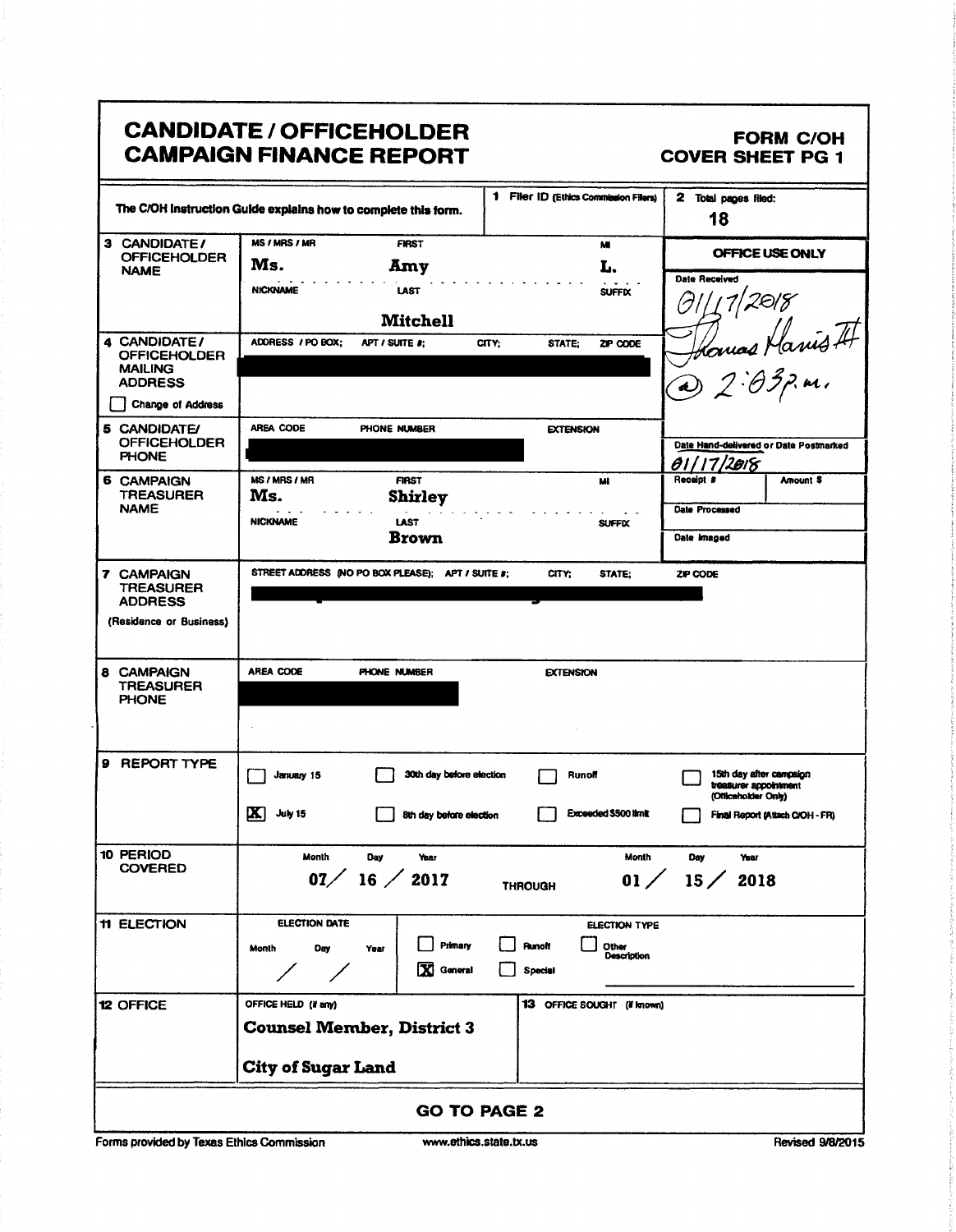# CANDIDATE / OFFICEHOLDER CAMPAIGN FINANCE REPORT

**FORM C/OH**
**COVER SHEET PG 1**

The C/OH Instruction Guide explains how to complete this form.

**1** Filer ID (Ethics Commission Filers)

**2** Total pages filed: **18**

**3 CANDIDATE / OFFICEHOLDER NAME**

| MS / MRS / MR | FIRST | MI |
|---|---|---|
| **Ms.** | **Amy** | **L.** |
| NICKNAME | LAST | SUFFIX |
| | **Mitchell** | |

**OFFICE USE ONLY**

Date Received: 01/17/2018 Thomas Harris III @ 2:03p.m.

**4 CANDIDATE / OFFICEHOLDER MAILING ADDRESS**

ADDRESS / PO BOX; APT / SUITE #; CITY; STATE; ZIP CODE

[REDACTED]

☐ Change of Address

**5 CANDIDATE/ OFFICEHOLDER PHONE**

AREA CODE PHONE NUMBER EXTENSION

[REDACTED]

Date Hand-delivered or Date Postmarked: 01/17/2018

Receipt # | Amount $

Date Processed

Date Imaged

**6 CAMPAIGN TREASURER NAME**

| MS / MRS / MR | FIRST | MI |
|---|---|---|
| **Ms.** | **Shirley** | |
| NICKNAME | LAST | SUFFIX |
| | **Brown** | |

**7 CAMPAIGN TREASURER ADDRESS (Residence or Business)**

STREET ADDRESS (NO PO BOX PLEASE); APT / SUITE #; CITY; STATE; ZIP CODE

[REDACTED]

**8 CAMPAIGN TREASURER PHONE**

AREA CODE PHONE NUMBER EXTENSION

[REDACTED]

**9 REPORT TYPE**

- ☐ January 15
- ☒ July 15
- ☐ 30th day before election
- ☐ 8th day before election
- ☐ Runoff
- ☐ Exceeded $500 limit
- ☐ 15th day after campaign treasurer appointment (Officeholder Only)
- ☐ Final Report (Attach C/OH - FR)

**10 PERIOD COVERED**

| | Month | Day | Year | | Month | Day | Year |
|---|---|---|---|---|---|---|---|
| | 07 | 16 | 2017 | THROUGH | 01 | 15 | 2018 |

**11 ELECTION**

ELECTION DATE: Month / Day / Year: &nbsp; / &nbsp; /

ELECTION TYPE:
- ☐ Primary
- ☒ General
- ☐ Runoff
- ☐ Special
- ☐ Other Description

**12 OFFICE**

OFFICE HELD (if any): **Counsel Member, District 3**
**City of Sugar Land**

**13** OFFICE SOUGHT (if known):

**GO TO PAGE 2**

Forms provided by Texas Ethics Commission www.ethics.state.tx.us Revised 9/8/2015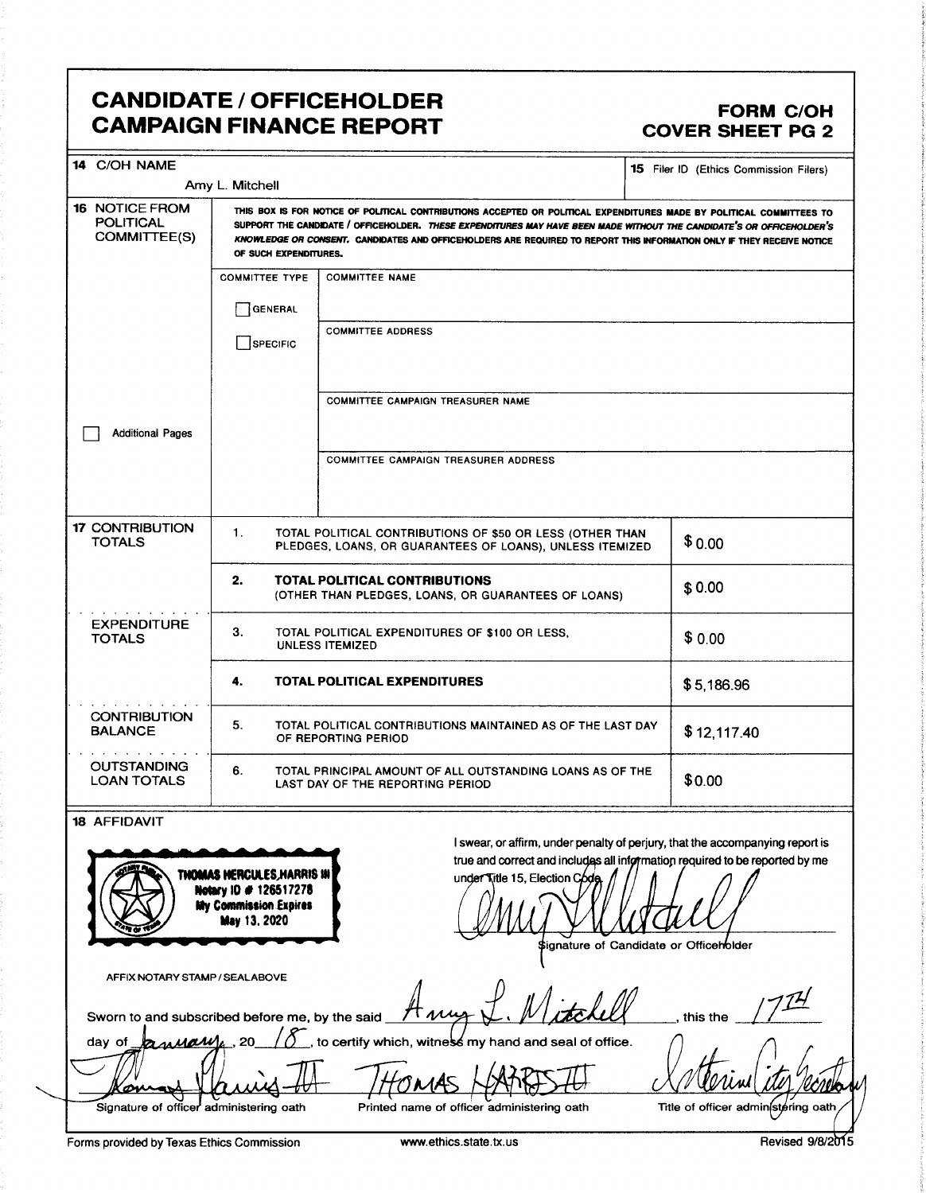# CANDIDATE / OFFICEHOLDER CAMPAIGN FINANCE REPORT

**FORM C/OH COVER SHEET PG 2**

**14** C/OH NAME: Amy L. Mitchell

**15** Filer ID (Ethics Commission Filers):

**16** NOTICE FROM POLITICAL COMMITTEE(S)

THIS BOX IS FOR NOTICE OF POLITICAL CONTRIBUTIONS ACCEPTED OR POLITICAL EXPENDITURES MADE BY POLITICAL COMMITTEES TO SUPPORT THE CANDIDATE / OFFICEHOLDER. *THESE EXPENDITURES MAY HAVE BEEN MADE WITHOUT THE CANDIDATE'S OR OFFICEHOLDER'S KNOWLEDGE OR CONSENT.* CANDIDATES AND OFFICEHOLDERS ARE REQUIRED TO REPORT THIS INFORMATION ONLY IF THEY RECEIVE NOTICE OF SUCH EXPENDITURES.

COMMITTEE TYPE: ☐ GENERAL ☐ SPECIFIC

COMMITTEE NAME:

COMMITTEE ADDRESS:

COMMITTEE CAMPAIGN TREASURER NAME:

COMMITTEE CAMPAIGN TREASURER ADDRESS:

☐ Additional Pages

| | | | |
|---|---|---|---|
| **17** CONTRIBUTION TOTALS | 1. | TOTAL POLITICAL CONTRIBUTIONS OF $50 OR LESS (OTHER THAN PLEDGES, LOANS, OR GUARANTEES OF LOANS), UNLESS ITEMIZED | $ 0.00 |
| | **2.** | **TOTAL POLITICAL CONTRIBUTIONS** (OTHER THAN PLEDGES, LOANS, OR GUARANTEES OF LOANS) | $ 0.00 |
| EXPENDITURE TOTALS | 3. | TOTAL POLITICAL EXPENDITURES OF $100 OR LESS, UNLESS ITEMIZED | $ 0.00 |
| | **4.** | **TOTAL POLITICAL EXPENDITURES** | $ 5,186.96 |
| CONTRIBUTION BALANCE | 5. | TOTAL POLITICAL CONTRIBUTIONS MAINTAINED AS OF THE LAST DAY OF REPORTING PERIOD | $ 12,117.40 |
| OUTSTANDING LOAN TOTALS | 6. | TOTAL PRINCIPAL AMOUNT OF ALL OUTSTANDING LOANS AS OF THE LAST DAY OF THE REPORTING PERIOD | $ 0.00 |

**18** AFFIDAVIT

THOMAS HERCULES HARRIS III
Notary ID # 126517278
My Commission Expires
May 13, 2020

I swear, or affirm, under penalty of perjury, that the accompanying report is true and correct and includes all information required to be reported by me under Title 15, Election Code.

Signature of Candidate or Officeholder

AFFIX NOTARY STAMP / SEAL ABOVE

Sworn to and subscribed before me, by the said Amy L. Mitchell, this the 17TH day of January, 20 18, to certify which, witness my hand and seal of office.

Signature of officer administering oath | THOMAS HARRIS III — Printed name of officer administering oath | Interim City Secretary — Title of officer administering oath

Forms provided by Texas Ethics Commission www.ethics.state.tx.us Revised 9/8/2015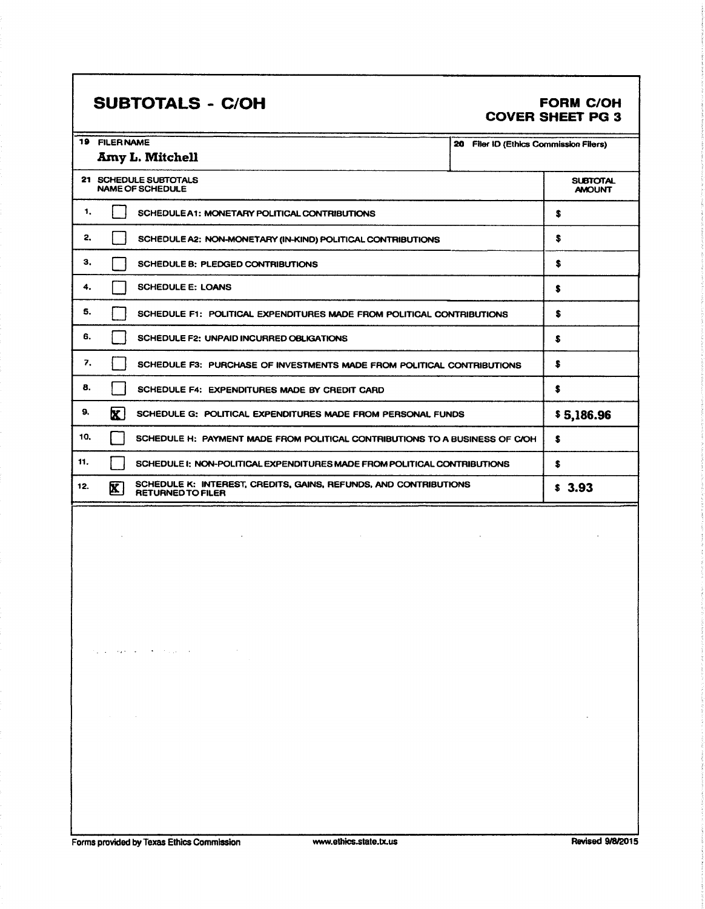# SUBTOTALS - C/OH

**FORM C/OH**
**COVER SHEET PG 3**

| 19 FILER NAME | 20 Filer ID (Ethics Commission Filers) |
|---|---|
| Amy L. Mitchell | |

| 21 SCHEDULE SUBTOTALS NAME OF SCHEDULE | | | SUBTOTAL AMOUNT |
|---|---|---|---|
| 1. | ☐ | SCHEDULE A1: MONETARY POLITICAL CONTRIBUTIONS | $ |
| 2. | ☐ | SCHEDULE A2: NON-MONETARY (IN-KIND) POLITICAL CONTRIBUTIONS | $ |
| 3. | ☐ | SCHEDULE B: PLEDGED CONTRIBUTIONS | $ |
| 4. | ☐ | SCHEDULE E: LOANS | $ |
| 5. | ☐ | SCHEDULE F1: POLITICAL EXPENDITURES MADE FROM POLITICAL CONTRIBUTIONS | $ |
| 6. | ☐ | SCHEDULE F2: UNPAID INCURRED OBLIGATIONS | $ |
| 7. | ☐ | SCHEDULE F3: PURCHASE OF INVESTMENTS MADE FROM POLITICAL CONTRIBUTIONS | $ |
| 8. | ☐ | SCHEDULE F4: EXPENDITURES MADE BY CREDIT CARD | $ |
| 9. | ☒ | SCHEDULE G: POLITICAL EXPENDITURES MADE FROM PERSONAL FUNDS | $ 5,186.96 |
| 10. | ☐ | SCHEDULE H: PAYMENT MADE FROM POLITICAL CONTRIBUTIONS TO A BUSINESS OF C/OH | $ |
| 11. | ☐ | SCHEDULE I: NON-POLITICAL EXPENDITURES MADE FROM POLITICAL CONTRIBUTIONS | $ |
| 12. | ☒ | SCHEDULE K: INTEREST, CREDITS, GAINS, REFUNDS, AND CONTRIBUTIONS RETURNED TO FILER | $ 3.93 |

Forms provided by Texas Ethics Commission www.ethics.state.tx.us Revised 9/8/2015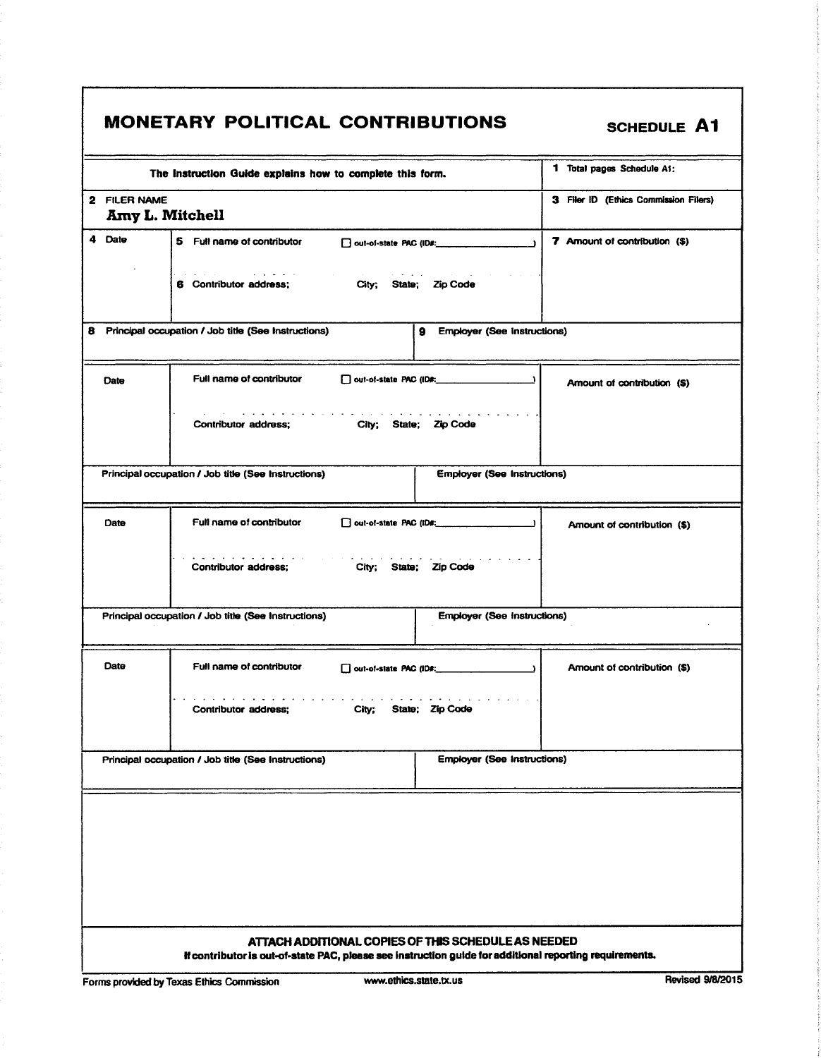# MONETARY POLITICAL CONTRIBUTIONS

**SCHEDULE A1**

| The Instruction Guide explains how to complete this form. | 1 Total pages Schedule A1: |
|---|---|
| 2 FILER NAME<br>**Amy L. Mitchell** | 3 Filer ID (Ethics Commission Filers) |

| 4 Date | 5 Full name of contributor ☐ out-of-state PAC (ID#:\_\_\_\_\_\_\_\_\_\_)<br>6 Contributor address; City; State; Zip Code | 7 Amount of contribution ($) |
|---|---|---|
| 8 Principal occupation / Job title (See Instructions) | 9 Employer (See Instructions) | |

| Date | Full name of contributor ☐ out-of-state PAC (ID#:\_\_\_\_\_\_\_\_\_\_)<br>Contributor address; City; State; Zip Code | Amount of contribution ($) |
|---|---|---|
| Principal occupation / Job title (See Instructions) | Employer (See Instructions) | |

| Date | Full name of contributor ☐ out-of-state PAC (ID#:\_\_\_\_\_\_\_\_\_\_)<br>Contributor address; City; State; Zip Code | Amount of contribution ($) |
|---|---|---|
| Principal occupation / Job title (See Instructions) | Employer (See Instructions) | |

| Date | Full name of contributor ☐ out-of-state PAC (ID#:\_\_\_\_\_\_\_\_\_\_)<br>Contributor address; City; State; Zip Code | Amount of contribution ($) |
|---|---|---|
| Principal occupation / Job title (See Instructions) | Employer (See Instructions) | |

**ATTACH ADDITIONAL COPIES OF THIS SCHEDULE AS NEEDED**

**If contributor is out-of-state PAC, please see instruction guide for additional reporting requirements.**

Forms provided by Texas Ethics Commission www.ethics.state.tx.us Revised 9/8/2015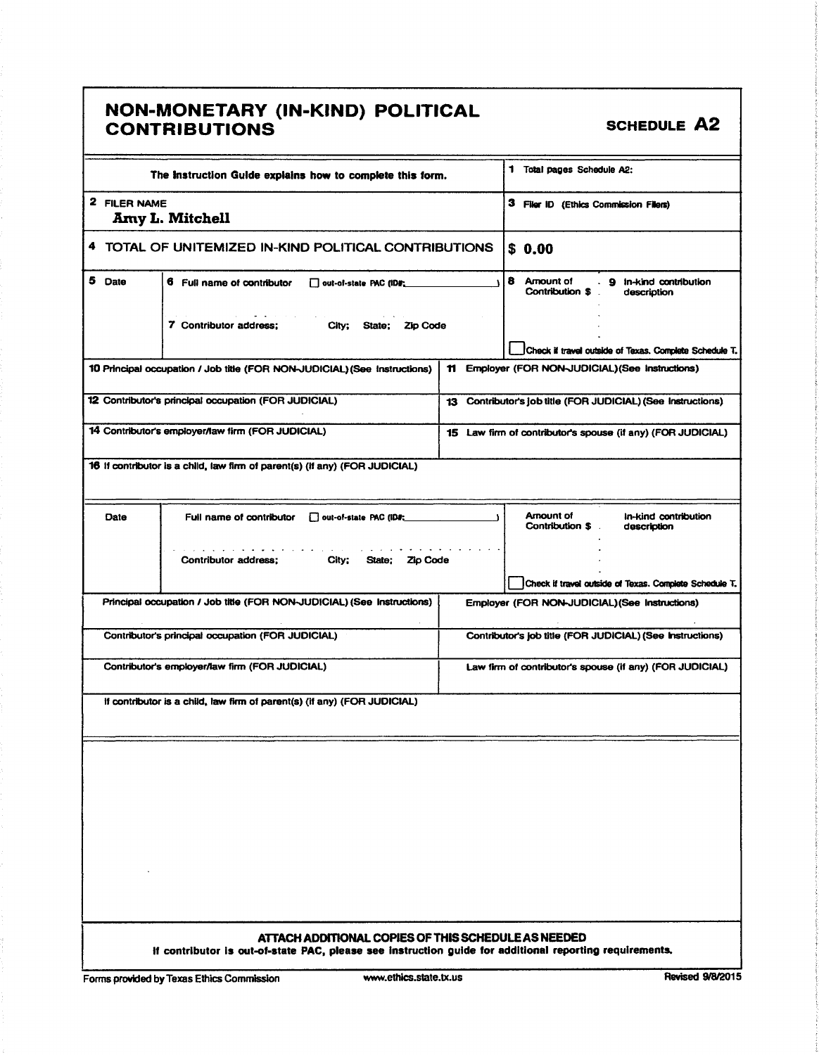# NON-MONETARY (IN-KIND) POLITICAL CONTRIBUTIONS

**SCHEDULE A2**

| The Instruction Guide explains how to complete this form. | 1 Total pages Schedule A2: |
|---|---|
| 2 FILER NAME<br>**Amy L. Mitchell** | 3 Filer ID (Ethics Commission Filers) |
| 4 TOTAL OF UNITEMIZED IN-KIND POLITICAL CONTRIBUTIONS | $ 0.00 |

| 5 Date | 6 Full name of contributor ☐ out-of-state PAC (ID#: ) <br> 7 Contributor address; City; State; Zip Code | 8 Amount of Contribution $ | 9 In-kind contribution description <br> ☐ Check if travel outside of Texas. Complete Schedule T. |
|---|---|---|---|

| 10 Principal occupation / Job title (FOR NON-JUDICIAL) (See Instructions) | 11 Employer (FOR NON-JUDICIAL) (See Instructions) |
|---|---|
| 12 Contributor's principal occupation (FOR JUDICIAL) | 13 Contributor's job title (FOR JUDICIAL) (See Instructions) |
| 14 Contributor's employer/law firm (FOR JUDICIAL) | 15 Law firm of contributor's spouse (if any) (FOR JUDICIAL) |
| 16 If contributor is a child, law firm of parent(s) (if any) (FOR JUDICIAL) | |

| Date | Full name of contributor ☐ out-of-state PAC (ID#: ) <br> Contributor address; City; State; Zip Code | Amount of Contribution $ | In-kind contribution description <br> ☐ Check if travel outside of Texas. Complete Schedule T. |
|---|---|---|---|

| Principal occupation / Job title (FOR NON-JUDICIAL) (See Instructions) | Employer (FOR NON-JUDICIAL) (See Instructions) |
|---|---|
| Contributor's principal occupation (FOR JUDICIAL) | Contributor's job title (FOR JUDICIAL) (See Instructions) |
| Contributor's employer/law firm (FOR JUDICIAL) | Law firm of contributor's spouse (if any) (FOR JUDICIAL) |
| If contributor is a child, law firm of parent(s) (if any) (FOR JUDICIAL) | |

**ATTACH ADDITIONAL COPIES OF THIS SCHEDULE AS NEEDED**

**If contributor is out-of-state PAC, please see instruction guide for additional reporting requirements.**

Forms provided by Texas Ethics Commission www.ethics.state.tx.us Revised 9/8/2015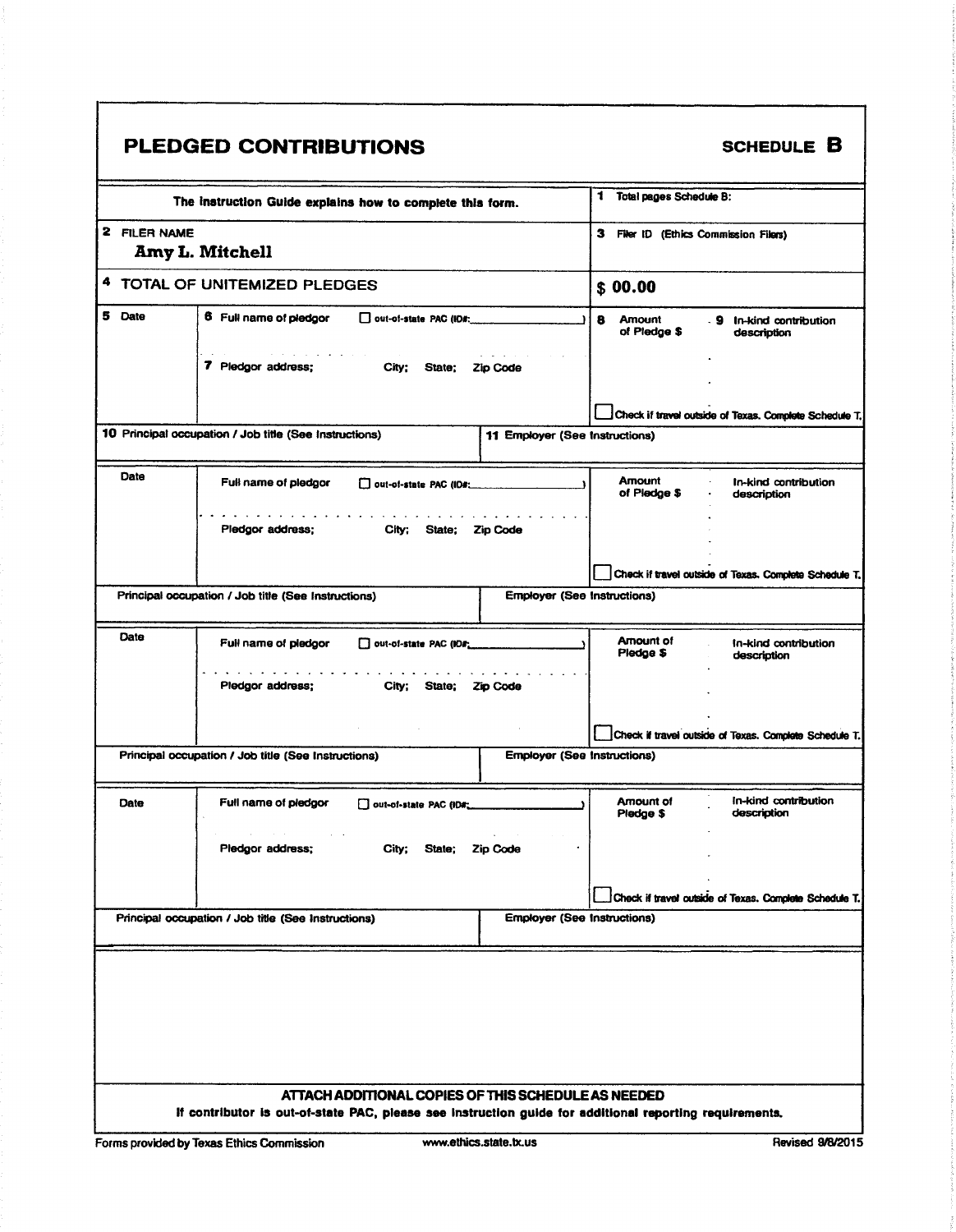# PLEDGED CONTRIBUTIONS

**SCHEDULE B**

| The Instruction Guide explains how to complete this form. | 1 Total pages Schedule B: |
|---|---|
| 2 FILER NAME<br>**Amy L. Mitchell** | 3 Filer ID (Ethics Commission Filers) |
| 4 TOTAL OF UNITEMIZED PLEDGES | **$ 00.00** |

| 5 Date | 6 Full name of pledgor ☐ out-of-state PAC (ID#: ) <br> 7 Pledgor address; City; State; Zip Code | 8 Amount of Pledge $ | 9 In-kind contribution description <br> ☐ Check if travel outside of Texas. Complete Schedule T. |
|---|---|---|---|
| 10 Principal occupation / Job title (See Instructions) | | 11 Employer (See Instructions) | |

| Date | Full name of pledgor ☐ out-of-state PAC (ID#: ) <br> Pledgor address; City; State; Zip Code | Amount of Pledge $ | In-kind contribution description <br> ☐ Check if travel outside of Texas. Complete Schedule T. |
|---|---|---|---|
| Principal occupation / Job title (See Instructions) | | Employer (See Instructions) | |

| Date | Full name of pledgor ☐ out-of-state PAC (ID#: ) <br> Pledgor address; City; State; Zip Code | Amount of Pledge $ | In-kind contribution description <br> ☐ Check if travel outside of Texas. Complete Schedule T. |
|---|---|---|---|
| Principal occupation / Job title (See Instructions) | | Employer (See Instructions) | |

| Date | Full name of pledgor ☐ out-of-state PAC (ID#: ) <br> Pledgor address; City; State; Zip Code | Amount of Pledge $ | In-kind contribution description <br> ☐ Check if travel outside of Texas. Complete Schedule T. |
|---|---|---|---|
| Principal occupation / Job title (See Instructions) | | Employer (See Instructions) | |

**ATTACH ADDITIONAL COPIES OF THIS SCHEDULE AS NEEDED**

**If contributor is out-of-state PAC, please see instruction guide for additional reporting requirements.**

Forms provided by Texas Ethics Commission www.ethics.state.tx.us Revised 9/8/2015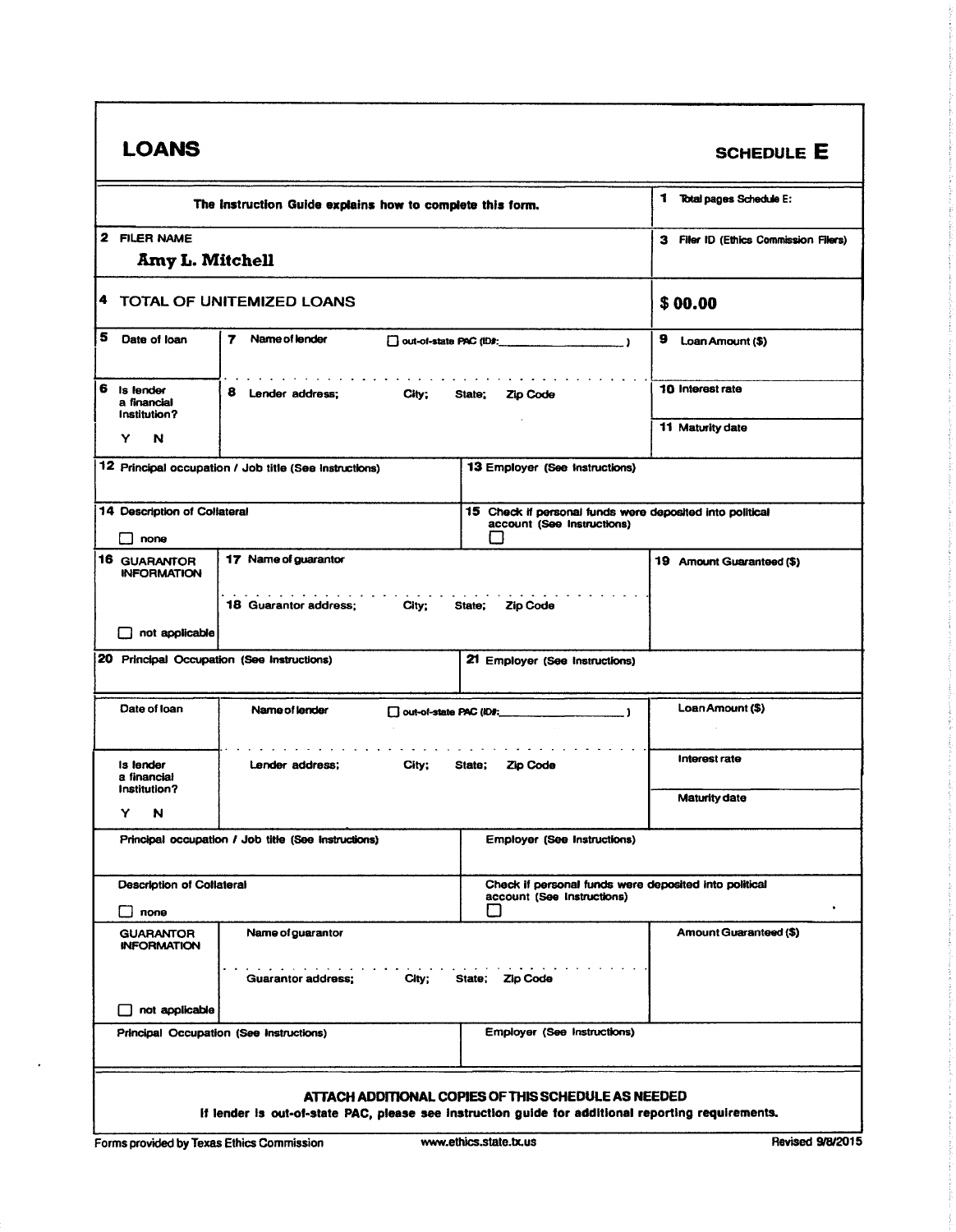# LOANS

**SCHEDULE E**

| The Instruction Guide explains how to complete this form. | 1 Total pages Schedule E: |
|---|---|
| 2 FILER NAME<br>**Amy L. Mitchell** | 3 Filer ID (Ethics Commission Filers) |
| 4 TOTAL OF UNITEMIZED LOANS | **$ 00.00** |

| 5 Date of loan | 7 Name of lender ☐ out-of-state PAC (ID#: ) | 9 Loan Amount ($) |
|---|---|---|
| 6 Is lender a financial institution?<br>Y N | 8 Lender address; City; State; Zip Code | 10 Interest rate<br>11 Maturity date |

| 12 Principal occupation / Job title (See Instructions) | 13 Employer (See Instructions) |
|---|---|
| 14 Description of Collateral<br>☐ none | 15 Check if personal funds were deposited into political account (See Instructions)<br>☐ |

| 16 GUARANTOR INFORMATION<br>☐ not applicable | 17 Name of guarantor<br>18 Guarantor address; City; State; Zip Code | 19 Amount Guaranteed ($) |
|---|---|---|

| 20 Principal Occupation (See Instructions) | 21 Employer (See Instructions) |
|---|---|

| Date of loan | Name of lender ☐ out-of-state PAC (ID#: ) | Loan Amount ($) |
|---|---|---|
| Is lender a financial institution?<br>Y N | Lender address; City; State; Zip Code | Interest rate<br>Maturity date |

| Principal occupation / Job title (See Instructions) | Employer (See Instructions) |
|---|---|
| Description of Collateral<br>☐ none | Check if personal funds were deposited into political account (See Instructions)<br>☐ |

| GUARANTOR INFORMATION<br>☐ not applicable | Name of guarantor<br>Guarantor address; City; State; Zip Code | Amount Guaranteed ($) |
|---|---|---|

| Principal Occupation (See Instructions) | Employer (See Instructions) |
|---|---|

**ATTACH ADDITIONAL COPIES OF THIS SCHEDULE AS NEEDED**

If lender is out-of-state PAC, please see instruction guide for additional reporting requirements.

Forms provided by Texas Ethics Commission www.ethics.state.tx.us Revised 9/8/2015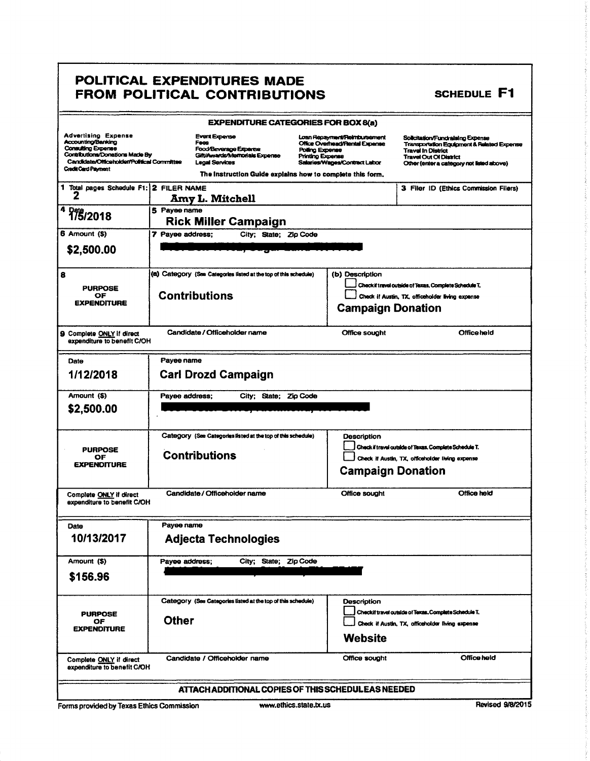# POLITICAL EXPENDITURES MADE FROM POLITICAL CONTRIBUTIONS

**SCHEDULE F1**

**EXPENDITURE CATEGORIES FOR BOX 8(a)**

| | | | |
|---|---|---|---|
| Advertising Expense | Event Expense | Loan Repayment/Reimbursement | Solicitation/Fundraising Expense |
| Accounting/Banking | Fees | Office Overhead/Rental Expense | Transportation Equipment & Related Expense |
| Consulting Expense | Food/Beverage Expense | Polling Expense | Travel In District |
| Contributions/Donations Made By Candidate/Officeholder/Political Committee | Gift/Awards/Memorials Expense | Printing Expense | Travel Out Of District |
| Credit Card Payment | Legal Services | Salaries/Wages/Contract Labor | Other (enter a category not listed above) |

The Instruction Guide explains how to complete this form.

| | | |
|---|---|---|
| 1 Total pages Schedule F1: 2 | 2 FILER NAME: Amy L. Mitchell | 3 Filer ID (Ethics Commission Filers) |

---

| | | |
|---|---|---|
| **4 Date** | 1/5/2018 | |
| **5 Payee name** | Rick Miller Campaign | |
| **6 Amount ($)** | $2,500.00 | |
| **7 Payee address; City; State; Zip Code** | [redacted] | |
| **8 PURPOSE OF EXPENDITURE** | (a) Category (See Categories listed at the top of this schedule): Contributions | (b) Description: ☐ Check if travel outside of Texas. Complete Schedule T. ☐ Check if Austin, TX, officeholder living expense. Campaign Donation |
| **9 Complete ONLY if direct expenditure to benefit C/OH** | Candidate / Officeholder name: | Office sought: / Office held: |

---

| | | |
|---|---|---|
| **Date** | 1/12/2018 | |
| **Payee name** | Carl Drozd Campaign | |
| **Amount ($)** | $2,500.00 | |
| **Payee address; City; State; Zip Code** | [redacted] | |
| **PURPOSE OF EXPENDITURE** | Category (See Categories listed at the top of this schedule): Contributions | Description: ☐ Check if travel outside of Texas. Complete Schedule T. ☐ Check if Austin, TX, officeholder living expense. Campaign Donation |
| **Complete ONLY if direct expenditure to benefit C/OH** | Candidate / Officeholder name: | Office sought: / Office held: |

---

| | | |
|---|---|---|
| **Date** | 10/13/2017 | |
| **Payee name** | Adjecta Technologies | |
| **Amount ($)** | $156.96 | |
| **Payee address; City; State; Zip Code** | [redacted] | |
| **PURPOSE OF EXPENDITURE** | Category (See Categories listed at the top of this schedule): Other | Description: ☐ Check if travel outside of Texas. Complete Schedule T. ☐ Check if Austin, TX, officeholder living expense. Website |
| **Complete ONLY if direct expenditure to benefit C/OH** | Candidate / Officeholder name: | Office sought: / Office held: |

**ATTACH ADDITIONAL COPIES OF THIS SCHEDULE AS NEEDED**

Forms provided by Texas Ethics Commission — www.ethics.state.tx.us — Revised 9/8/2015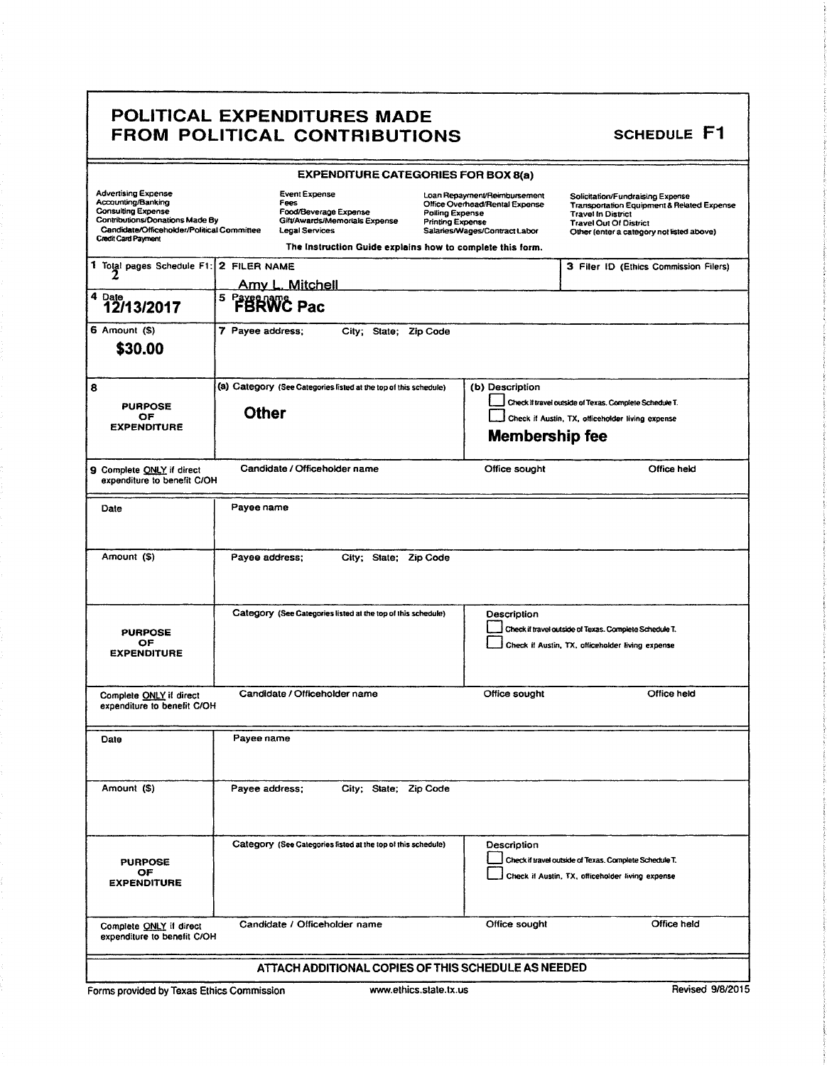# POLITICAL EXPENDITURES MADE FROM POLITICAL CONTRIBUTIONS

**SCHEDULE F1**

**EXPENDITURE CATEGORIES FOR BOX 8(a)**

| | | | |
|---|---|---|---|
| Advertising Expense | Event Expense | Loan Repayment/Reimbursement | Solicitation/Fundraising Expense |
| Accounting/Banking | Fees | Office Overhead/Rental Expense | Transportation Equipment & Related Expense |
| Consulting Expense | Food/Beverage Expense | Polling Expense | Travel In District |
| Contributions/Donations Made By Candidate/Officeholder/Political Committee | Gift/Awards/Memorials Expense | Printing Expense | Travel Out Of District |
| Credit Card Payment | Legal Services | Salaries/Wages/Contract Labor | Other (enter a category not listed above) |

The Instruction Guide explains how to complete this form.

| | | |
|---|---|---|
| 1 Total pages Schedule F1: 2 | 2 FILER NAME Amy L. Mitchell | 3 Filer ID (Ethics Commission Filers) |
| 4 Date **12/13/2017** | 5 Payee name **FBRWC Pac** | |
| 6 Amount ($) **$30.00** | 7 Payee address; City; State; Zip Code | |
| 8 PURPOSE OF EXPENDITURE | (a) Category (See Categories listed at the top of this schedule) **Other** | (b) Description ☐ Check if travel outside of Texas. Complete Schedule T. ☐ Check if Austin, TX, officeholder living expense **Membership fee** |
| 9 Complete ONLY if direct expenditure to benefit C/OH | Candidate / Officeholder name | Office sought / Office held |

| | | |
|---|---|---|
| Date | Payee name | |
| Amount ($) | Payee address; City; State; Zip Code | |
| PURPOSE OF EXPENDITURE | Category (See Categories listed at the top of this schedule) | Description ☐ Check if travel outside of Texas. Complete Schedule T. ☐ Check if Austin, TX, officeholder living expense |
| Complete ONLY if direct expenditure to benefit C/OH | Candidate / Officeholder name | Office sought / Office held |

| | | |
|---|---|---|
| Date | Payee name | |
| Amount ($) | Payee address; City; State; Zip Code | |
| PURPOSE OF EXPENDITURE | Category (See Categories listed at the top of this schedule) | Description ☐ Check if travel outside of Texas. Complete Schedule T. ☐ Check if Austin, TX, officeholder living expense |
| Complete ONLY if direct expenditure to benefit C/OH | Candidate / Officeholder name | Office sought / Office held |

**ATTACH ADDITIONAL COPIES OF THIS SCHEDULE AS NEEDED**

Forms provided by Texas Ethics Commission www.ethics.state.tx.us Revised 9/8/2015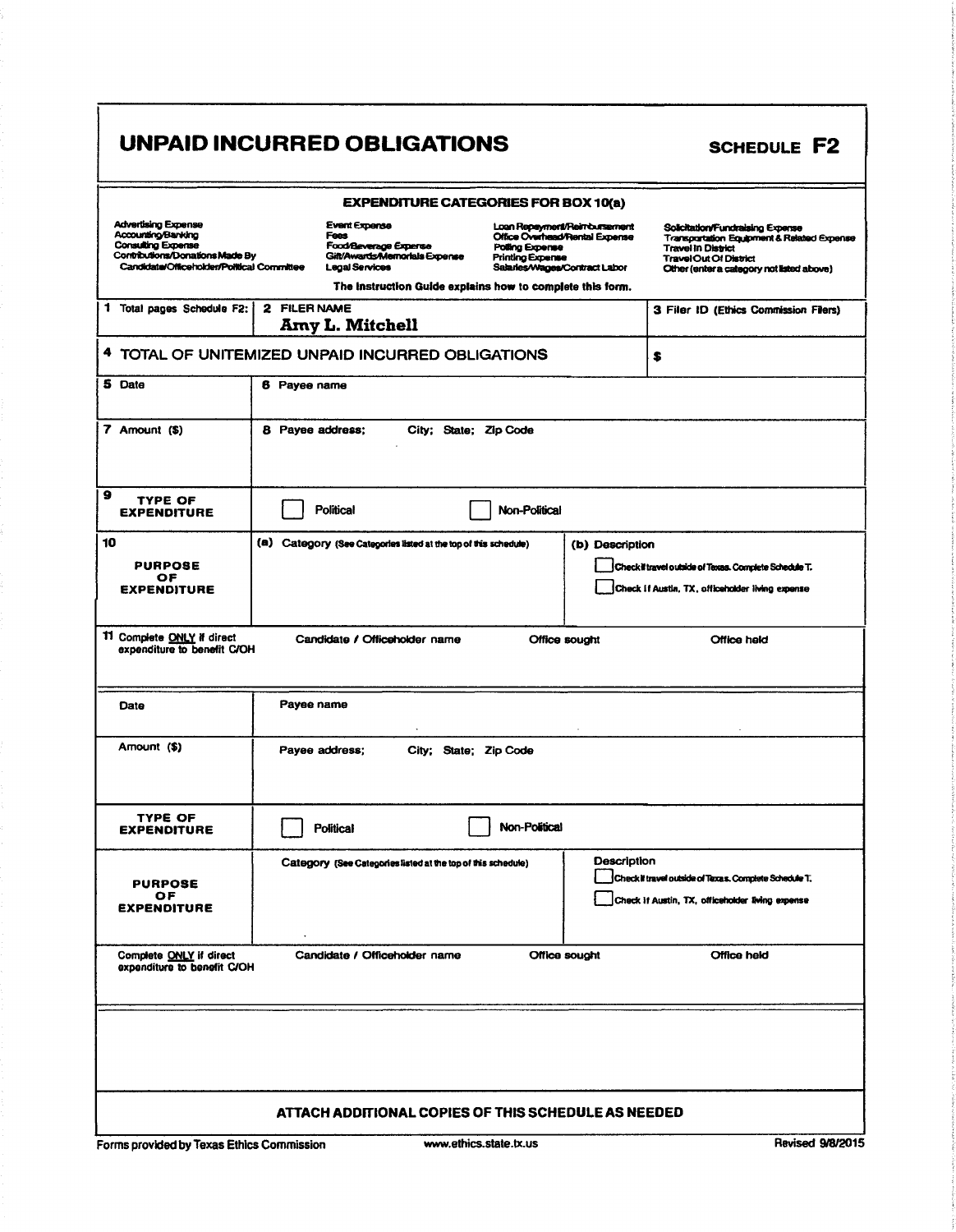# UNPAID INCURRED OBLIGATIONS

**SCHEDULE F2**

**EXPENDITURE CATEGORIES FOR BOX 10(a)**

| | | | |
|---|---|---|---|
| Advertising Expense | Event Expense | Loan Repayment/Reimbursement | Solicitation/Fundraising Expense |
| Accounting/Banking | Fees | Office Overhead/Rental Expense | Transportation Equipment & Related Expense |
| Consulting Expense | Food/Beverage Expense | Polling Expense | Travel In District |
| Contributions/Donations Made By Candidate/Officeholder/Political Committee | Gift/Awards/Memorials Expense | Printing Expense | Travel Out Of District |
| | Legal Services | Salaries/Wages/Contract Labor | Other (enter a category not listed above) |

The Instruction Guide explains how to complete this form.

| | | |
|---|---|---|
| 1 Total pages Schedule F2: | 2 FILER NAME<br>Amy L. Mitchell | 3 Filer ID (Ethics Commission Filers) |
| 4 TOTAL OF UNITEMIZED UNPAID INCURRED OBLIGATIONS | | $ |
| 5 Date | 6 Payee name | |
| 7 Amount ($) | 8 Payee address; City; State; Zip Code | |
| 9 TYPE OF EXPENDITURE | ☐ Political ☐ Non-Political | |
| 10 PURPOSE OF EXPENDITURE | (a) Category (See Categories listed at the top of this schedule) | (b) Description<br>☐ Check if travel outside of Texas. Complete Schedule T.<br>☐ Check if Austin, TX, officeholder living expense |
| 11 Complete ONLY if direct expenditure to benefit C/OH | Candidate / Officeholder name | Office sought / Office held |

| | | |
|---|---|---|
| Date | Payee name | |
| Amount ($) | Payee address; City; State; Zip Code | |
| TYPE OF EXPENDITURE | ☐ Political ☐ Non-Political | |
| PURPOSE OF EXPENDITURE | Category (See Categories listed at the top of this schedule) | Description<br>☐ Check if travel outside of Texas. Complete Schedule T.<br>☐ Check if Austin, TX, officeholder living expense |
| Complete ONLY if direct expenditure to benefit C/OH | Candidate / Officeholder name | Office sought / Office held |

**ATTACH ADDITIONAL COPIES OF THIS SCHEDULE AS NEEDED**

Forms provided by Texas Ethics Commission www.ethics.state.tx.us Revised 9/8/2015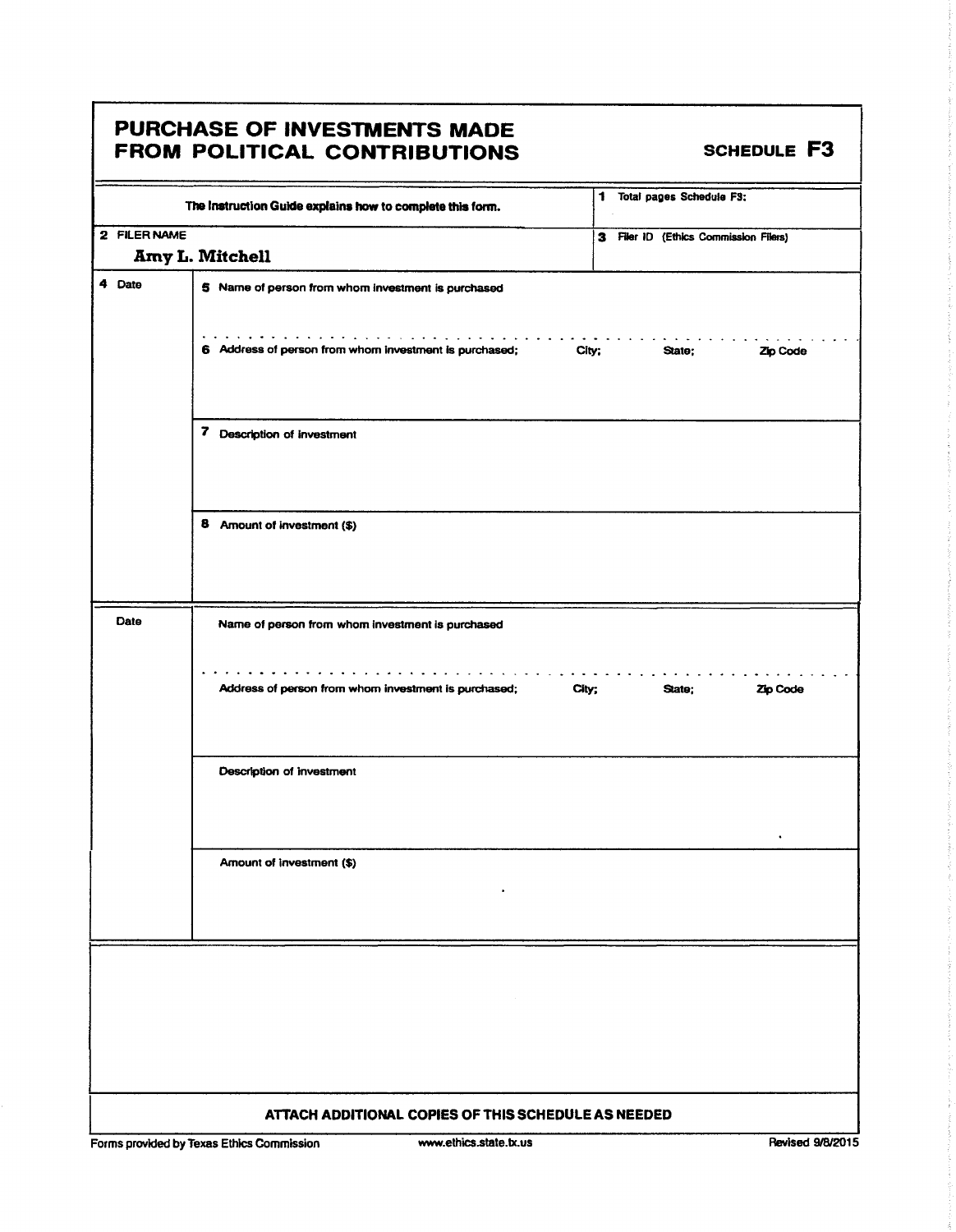# PURCHASE OF INVESTMENTS MADE FROM POLITICAL CONTRIBUTIONS

**SCHEDULE F3**

| The Instruction Guide explains how to complete this form. | 1 Total pages Schedule F3: |
|---|---|
| 2 FILER NAME<br>**Amy L. Mitchell** | 3 Filer ID (Ethics Commission Filers) |

| 4 Date | |
|---|---|
| | 5 Name of person from whom investment is purchased |
| | 6 Address of person from whom investment is purchased; City; State; Zip Code |
| | 7 Description of investment |
| | 8 Amount of investment ($) |

| Date | |
|---|---|
| | Name of person from whom investment is purchased |
| | Address of person from whom investment is purchased; City; State; Zip Code |
| | Description of investment |
| | Amount of investment ($) |

**ATTACH ADDITIONAL COPIES OF THIS SCHEDULE AS NEEDED**

Forms provided by Texas Ethics Commission www.ethics.state.tx.us Revised 9/8/2015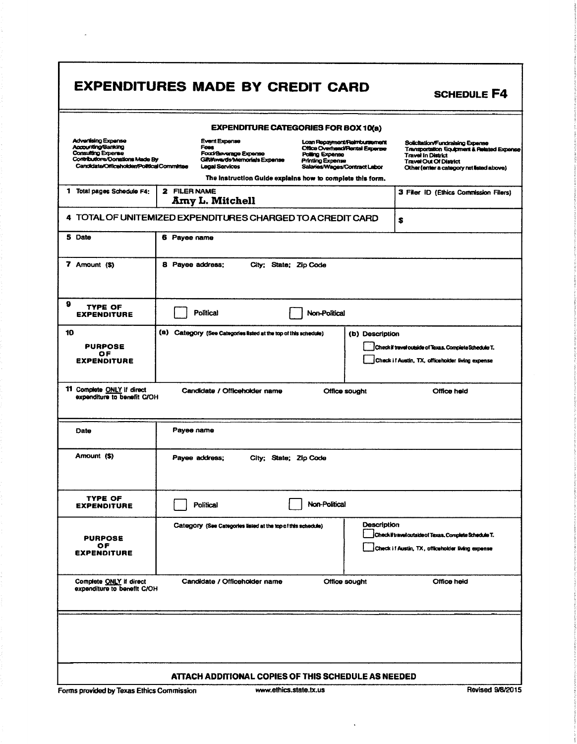# EXPENDITURES MADE BY CREDIT CARD

**SCHEDULE F4**

**EXPENDITURE CATEGORIES FOR BOX 10(a)**

| | | | |
|---|---|---|---|
| Advertising Expense<br>Accounting/Banking<br>Consulting Expense<br>Contributions/Donations Made By Candidate/Officeholder/Political Committee | Event Expense<br>Fees<br>Food/Beverage Expense<br>Gift/Awards/Memorials Expense<br>Legal Services | Loan Repayment/Reimbursement<br>Office Overhead/Rental Expense<br>Polling Expense<br>Printing Expense<br>Salaries/Wages/Contract Labor | Solicitation/Fundraising Expense<br>Transportation Equipment & Related Expense<br>Travel In District<br>Travel Out Of District<br>Other (enter a category not listed above) |

The Instruction Guide explains how to complete this form.

| | | |
|---|---|---|
| 1 Total pages Schedule F4: | 2 FILER NAME<br>Amy L. Mitchell | 3 Filer ID (Ethics Commission Filers) |
| 4 TOTAL OF UNITEMIZED EXPENDITURES CHARGED TO A CREDIT CARD | | $ |

| | | | |
|---|---|---|---|
| 5 Date | 6 Payee name | | |
| 7 Amount ($) | 8 Payee address; City; State; Zip Code | | |
| 9 TYPE OF EXPENDITURE | ☐ Political | ☐ Non-Political | |
| 10 PURPOSE OF EXPENDITURE | (a) Category (See Categories listed at the top of this schedule) | (b) Description<br>☐ Check if travel outside of Texas. Complete Schedule T.<br>☐ Check if Austin, TX, officeholder living expense | |
| 11 Complete ONLY if direct expenditure to benefit C/OH | Candidate / Officeholder name | Office sought | Office held |

| | | | |
|---|---|---|---|
| Date | Payee name | | |
| Amount ($) | Payee address; City; State; Zip Code | | |
| TYPE OF EXPENDITURE | ☐ Political | ☐ Non-Political | |
| PURPOSE OF EXPENDITURE | Category (See Categories listed at the top of this schedule) | Description<br>☐ Check if travel outside of Texas. Complete Schedule T.<br>☐ Check if Austin, TX, officeholder living expense | |
| Complete ONLY if direct expenditure to benefit C/OH | Candidate / Officeholder name | Office sought | Office held |

**ATTACH ADDITIONAL COPIES OF THIS SCHEDULE AS NEEDED**

Forms provided by Texas Ethics Commission www.ethics.state.tx.us Revised 9/8/2015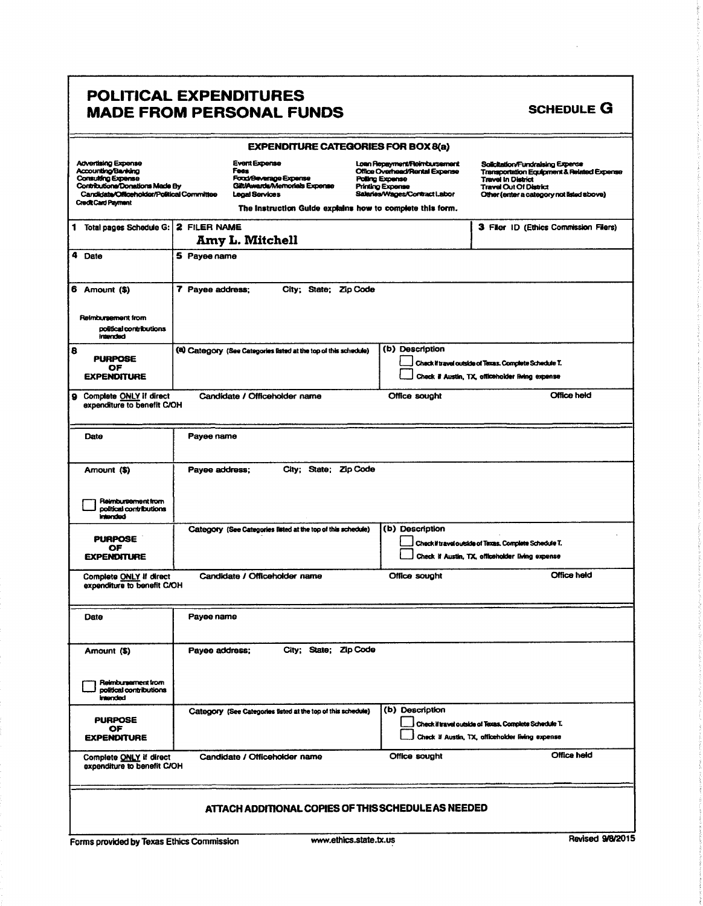# POLITICAL EXPENDITURES MADE FROM PERSONAL FUNDS

**SCHEDULE G**

**EXPENDITURE CATEGORIES FOR BOX 8(a)**

| | | | |
|---|---|---|---|
| Advertising Expense | Event Expense | Loan Repayment/Reimbursement | Solicitation/Fundraising Expense |
| Accounting/Banking | Fees | Office Overhead/Rental Expense | Transportation Equipment & Related Expense |
| Consulting Expense | Food/Beverage Expense | Polling Expense | Travel In District |
| Contributions/Donations Made By Candidate/Officeholder/Political Committee | Gift/Awards/Memorials Expense | Printing Expense | Travel Out Of District |
| Credit Card Payment | Legal Services | Salaries/Wages/Contract Labor | Other (enter a category not listed above) |

The Instruction Guide explains how to complete this form.

| 1 Total pages Schedule G: | 2 FILER NAME<br>Amy L. Mitchell | | 3 Filer ID (Ethics Commission Filers) |
|---|---|---|---|
| 4 Date | 5 Payee name | | |
| 6 Amount ($)<br><br>Reimbursement from political contributions intended | 7 Payee address; City; State; Zip Code | | |
| 8 PURPOSE OF EXPENDITURE | (a) Category (See Categories listed at the top of this schedule) | (b) Description<br>☐ Check if travel outside of Texas. Complete Schedule T.<br>☐ Check if Austin, TX, officeholder living expense | |
| 9 Complete ONLY if direct expenditure to benefit C/OH | Candidate / Officeholder name | Office sought | Office held |
| Date | Payee name | | |
| Amount ($)<br><br>☐ Reimbursement from political contributions intended | Payee address; City; State; Zip Code | | |
| PURPOSE OF EXPENDITURE | Category (See Categories listed at the top of this schedule) | (b) Description<br>☐ Check if travel outside of Texas. Complete Schedule T.<br>☐ Check if Austin, TX, officeholder living expense | |
| Complete ONLY if direct expenditure to benefit C/OH | Candidate / Officeholder name | Office sought | Office held |
| Date | Payee name | | |
| Amount ($)<br><br>☐ Reimbursement from political contributions intended | Payee address; City; State; Zip Code | | |
| PURPOSE OF EXPENDITURE | Category (See Categories listed at the top of this schedule) | (b) Description<br>☐ Check if travel outside of Texas. Complete Schedule T.<br>☐ Check if Austin, TX, officeholder living expense | |
| Complete ONLY if direct expenditure to benefit C/OH | Candidate / Officeholder name | Office sought | Office held |

**ATTACH ADDITIONAL COPIES OF THIS SCHEDULE AS NEEDED**

Forms provided by Texas Ethics Commission www.ethics.state.tx.us Revised 9/8/2015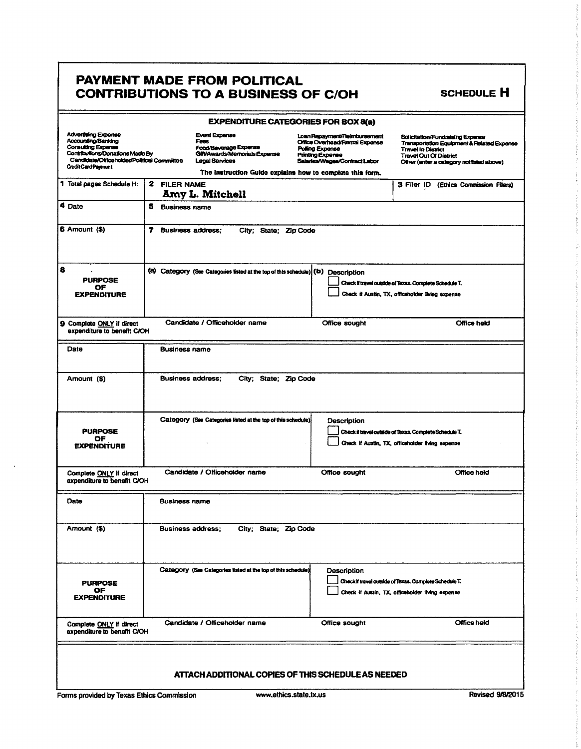# PAYMENT MADE FROM POLITICAL CONTRIBUTIONS TO A BUSINESS OF C/OH

**SCHEDULE H**

## EXPENDITURE CATEGORIES FOR BOX 8(a)

| | | | |
|---|---|---|---|
| Advertising Expense<br>Accounting/Banking<br>Consulting Expense<br>Contributions/Donations Made By Candidate/Officeholder/Political Committee<br>Credit Card Payment | Event Expense<br>Fees<br>Food/Beverage Expense<br>Gift/Awards/Memorials Expense<br>Legal Services | Loan Repayment/Reimbursement<br>Office Overhead/Rental Expense<br>Polling Expense<br>Printing Expense<br>Salaries/Wages/Contract Labor | Solicitation/Fundraising Expense<br>Transportation Equipment & Related Expense<br>Travel In District<br>Travel Out Of District<br>Other (enter a category not listed above) |

**The instruction Guide explains how to complete this form.**

| | | |
|---|---|---|
| 1 Total pages Schedule H: | 2 FILER NAME<br>**Amy L. Mitchell** | 3 Filer ID (Ethics Commission Filers) |
| 4 Date | 5 Business name | |
| 6 Amount ($) | 7 Business address; City; State; Zip Code | |
| 8 **PURPOSE OF EXPENDITURE** | (a) Category (See Categories listed at the top of this schedule) | (b) Description<br>☐ Check if travel outside of Texas. Complete Schedule T.<br>☐ Check if Austin, TX, officeholder living expense |
| 9 Complete ONLY if direct expenditure to benefit C/OH | Candidate / Officeholder name | Office sought / Office held |

| | | |
|---|---|---|
| Date | Business name | |
| Amount ($) | Business address; City; State; Zip Code | |
| **PURPOSE OF EXPENDITURE** | Category (See Categories listed at the top of this schedule) | Description<br>☐ Check if travel outside of Texas. Complete Schedule T.<br>☐ Check if Austin, TX, officeholder living expense |
| Complete ONLY if direct expenditure to benefit C/OH | Candidate / Officeholder name | Office sought / Office held |

| | | |
|---|---|---|
| Date | Business name | |
| Amount ($) | Business address; City; State; Zip Code | |
| **PURPOSE OF EXPENDITURE** | Category (See Categories listed at the top of this schedule) | Description<br>☐ Check if travel outside of Texas. Complete Schedule T.<br>☐ Check if Austin, TX, officeholder living expense |
| Complete ONLY if direct expenditure to benefit C/OH | Candidate / Officeholder name | Office sought / Office held |

**ATTACH ADDITIONAL COPIES OF THIS SCHEDULE AS NEEDED**

Forms provided by Texas Ethics Commission www.ethics.state.tx.us Revised 9/8/2015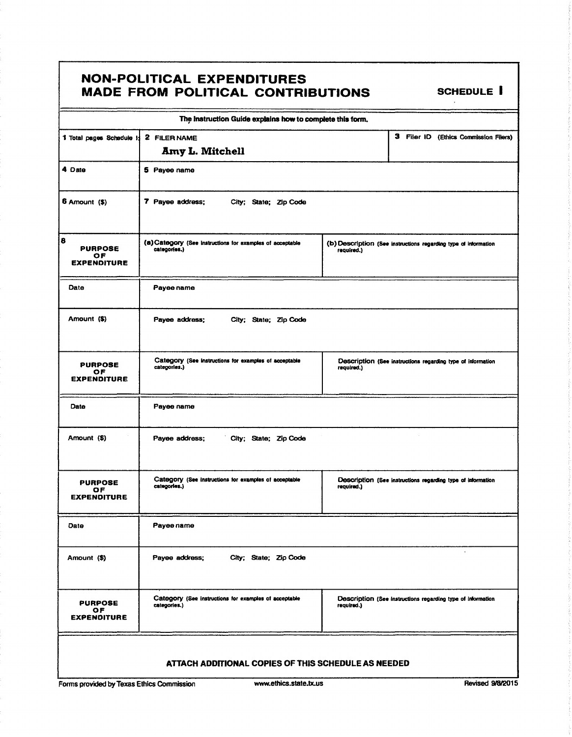# NON-POLITICAL EXPENDITURES MADE FROM POLITICAL CONTRIBUTIONS

**SCHEDULE I**

The Instruction Guide explains how to complete this form.

| 1 Total pages Schedule I: | 2 FILER NAME<br>Amy L. Mitchell | 3 Filer ID (Ethics Commission Filers) |
|---|---|---|
| 4 Date | 5 Payee name | |
| 6 Amount ($) | 7 Payee address; City; State; Zip Code | |
| 8 **PURPOSE OF EXPENDITURE** | (a) Category (See instructions for examples of acceptable categories.) | (b) Description (See instructions regarding type of information required.) |
| Date | Payee name | |
| Amount ($) | Payee address; City; State; Zip Code | |
| **PURPOSE OF EXPENDITURE** | Category (See instructions for examples of acceptable categories.) | Description (See instructions regarding type of information required.) |
| Date | Payee name | |
| Amount ($) | Payee address; City; State; Zip Code | |
| **PURPOSE OF EXPENDITURE** | Category (See instructions for examples of acceptable categories.) | Description (See instructions regarding type of information required.) |
| Date | Payee name | |
| Amount ($) | Payee address; City; State; Zip Code | |
| **PURPOSE OF EXPENDITURE** | Category (See instructions for examples of acceptable categories.) | Description (See instructions regarding type of information required.) |

**ATTACH ADDITIONAL COPIES OF THIS SCHEDULE AS NEEDED**

Forms provided by Texas Ethics Commission www.ethics.state.tx.us Revised 9/8/2015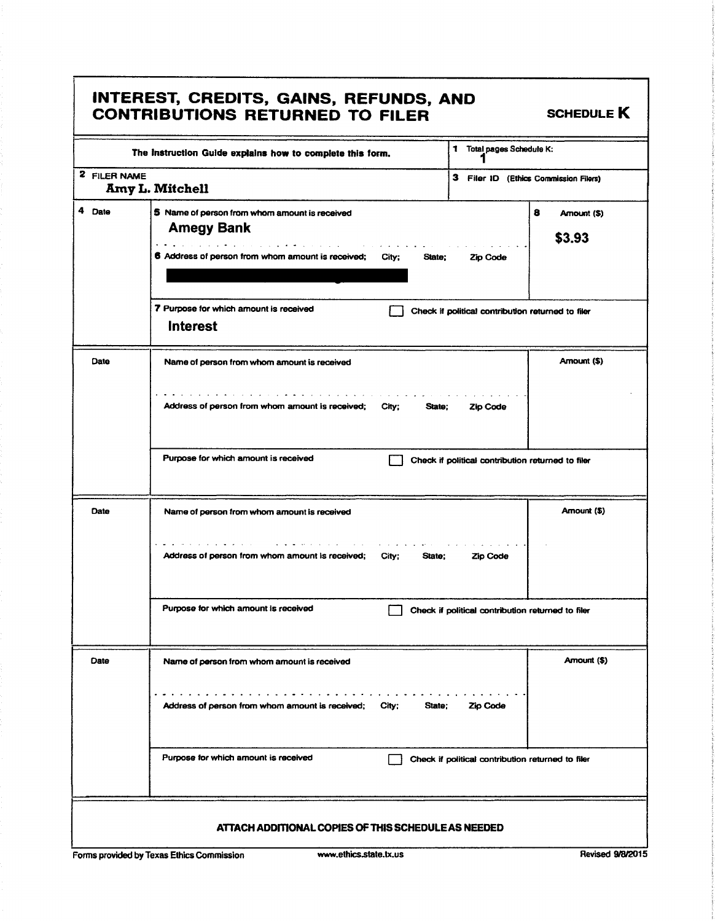# INTEREST, CREDITS, GAINS, REFUNDS, AND CONTRIBUTIONS RETURNED TO FILER

**SCHEDULE K**

| The Instruction Guide explains how to complete this form. | 1 Total pages Schedule K: 1 |
|---|---|
| 2 FILER NAME<br>Amy L. Mitchell | 3 Filer ID (Ethics Commission Filers) |

| 4 Date | Details | 8 Amount ($) |
|---|---|---|
| | 5 Name of person from whom amount is received<br>**Amegy Bank**<br>6 Address of person from whom amount is received; City; State; Zip Code<br>[REDACTED]<br>7 Purpose for which amount is received<br>**Interest**<br>☐ Check if political contribution returned to filer | $3.93 |
| Date | Name of person from whom amount is received<br>Address of person from whom amount is received; City; State; Zip Code<br>Purpose for which amount is received<br>☐ Check if political contribution returned to filer | Amount ($) |
| Date | Name of person from whom amount is received<br>Address of person from whom amount is received; City; State; Zip Code<br>Purpose for which amount is received<br>☐ Check if political contribution returned to filer | Amount ($) |
| Date | Name of person from whom amount is received<br>Address of person from whom amount is received; City; State; Zip Code<br>Purpose for which amount is received<br>☐ Check if political contribution returned to filer | Amount ($) |

**ATTACH ADDITIONAL COPIES OF THIS SCHEDULE AS NEEDED**

Forms provided by Texas Ethics Commission www.ethics.state.tx.us Revised 9/8/2015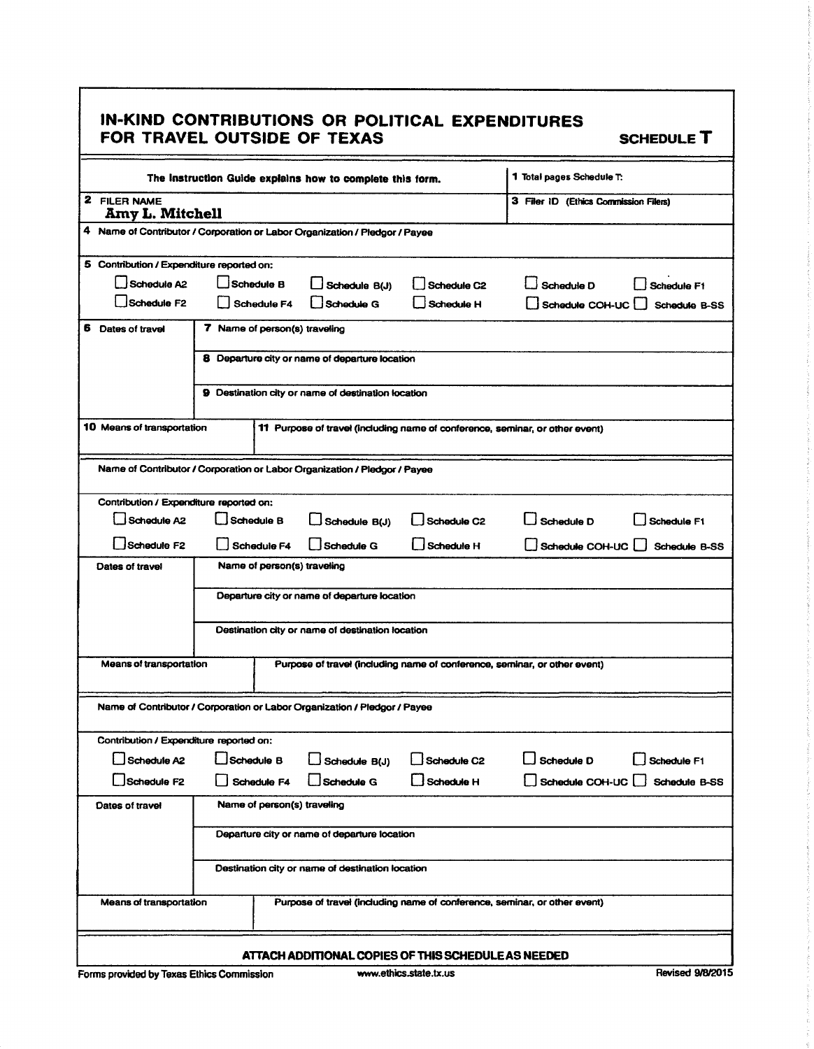# IN-KIND CONTRIBUTIONS OR POLITICAL EXPENDITURES FOR TRAVEL OUTSIDE OF TEXAS

**SCHEDULE T**

The Instruction Guide explains how to complete this form.

1 Total pages Schedule T:

2 FILER NAME
**Amy L. Mitchell**

3 Filer ID (Ethics Commission Filers)

4 Name of Contributor / Corporation or Labor Organization / Pledgor / Payee

5 Contribution / Expenditure reported on:

- ☐ Schedule A2
- ☐ Schedule B
- ☐ Schedule B(J)
- ☐ Schedule C2
- ☐ Schedule D
- ☐ Schedule F1
- ☐ Schedule F2
- ☐ Schedule F4
- ☐ Schedule G
- ☐ Schedule H
- ☐ Schedule COH-UC
- ☐ Schedule B-SS

6 Dates of travel

7 Name of person(s) traveling

8 Departure city or name of departure location

9 Destination city or name of destination location

10 Means of transportation

11 Purpose of travel (including name of conference, seminar, or other event)

---

Name of Contributor / Corporation or Labor Organization / Pledgor / Payee

Contribution / Expenditure reported on:

- ☐ Schedule A2
- ☐ Schedule B
- ☐ Schedule B(J)
- ☐ Schedule C2
- ☐ Schedule D
- ☐ Schedule F1
- ☐ Schedule F2
- ☐ Schedule F4
- ☐ Schedule G
- ☐ Schedule H
- ☐ Schedule COH-UC
- ☐ Schedule B-SS

Dates of travel

Name of person(s) traveling

Departure city or name of departure location

Destination city or name of destination location

Means of transportation

Purpose of travel (including name of conference, seminar, or other event)

---

Name of Contributor / Corporation or Labor Organization / Pledgor / Payee

Contribution / Expenditure reported on:

- ☐ Schedule A2
- ☐ Schedule B
- ☐ Schedule B(J)
- ☐ Schedule C2
- ☐ Schedule D
- ☐ Schedule F1
- ☐ Schedule F2
- ☐ Schedule F4
- ☐ Schedule G
- ☐ Schedule H
- ☐ Schedule COH-UC
- ☐ Schedule B-SS

Dates of travel

Name of person(s) traveling

Departure city or name of departure location

Destination city or name of destination location

Means of transportation

Purpose of travel (including name of conference, seminar, or other event)

---

**ATTACH ADDITIONAL COPIES OF THIS SCHEDULE AS NEEDED**

Forms provided by Texas Ethics Commission — www.ethics.state.tx.us — Revised 9/8/2015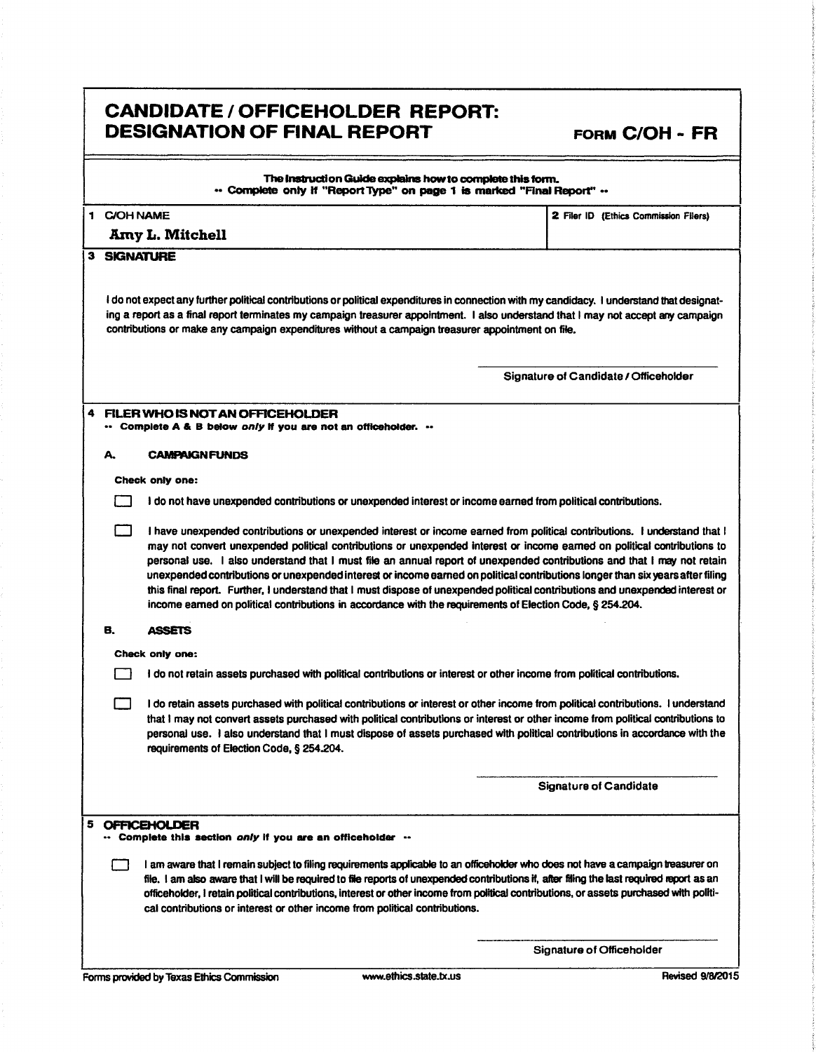# CANDIDATE / OFFICEHOLDER REPORT: DESIGNATION OF FINAL REPORT

**FORM C/OH - FR**

**The Instruction Guide explains how to complete this form.**
**-- Complete only if "Report Type" on page 1 is marked "Final Report" --**

| 1 C/OH NAME | 2 Filer ID (Ethics Commission Filers) |
| --- | --- |
| Amy L. Mitchell | |

## 3 SIGNATURE

I do not expect any further political contributions or political expenditures in connection with my candidacy. I understand that designating a report as a final report terminates my campaign treasurer appointment. I also understand that I may not accept any campaign contributions or make any campaign expenditures without a campaign treasurer appointment on file.

Signature of Candidate / Officeholder

## 4 FILER WHO IS NOT AN OFFICEHOLDER

**-- Complete A & B below *only* if you are not an officeholder. --**

### A. CAMPAIGN FUNDS

**Check only one:**

- [ ] I do not have unexpended contributions or unexpended interest or income earned from political contributions.
- [ ] I have unexpended contributions or unexpended interest or income earned from political contributions. I understand that I may not convert unexpended political contributions or unexpended interest or income earned on political contributions to personal use. I also understand that I must file an annual report of unexpended contributions and that I may not retain unexpended contributions or unexpended interest or income earned on political contributions longer than six years after filing this final report. Further, I understand that I must dispose of unexpended political contributions and unexpended interest or income earned on political contributions in accordance with the requirements of Election Code, § 254.204.

### B. ASSETS

**Check only one:**

- [ ] I do not retain assets purchased with political contributions or interest or other income from political contributions.
- [ ] I do retain assets purchased with political contributions or interest or other income from political contributions. I understand that I may not convert assets purchased with political contributions or interest or other income from political contributions to personal use. I also understand that I must dispose of assets purchased with political contributions in accordance with the requirements of Election Code, § 254.204.

Signature of Candidate

## 5 OFFICEHOLDER

**-- Complete this section *only* if you are an officeholder --**

- [ ] I am aware that I remain subject to filing requirements applicable to an officeholder who does not have a campaign treasurer on file. I am also aware that I will be required to file reports of unexpended contributions if, after filing the last required report as an officeholder, I retain political contributions, interest or other income from political contributions, or assets purchased with political contributions or interest or other income from political contributions.

Signature of Officeholder

Forms provided by Texas Ethics Commission | www.ethics.state.tx.us | Revised 9/8/2015